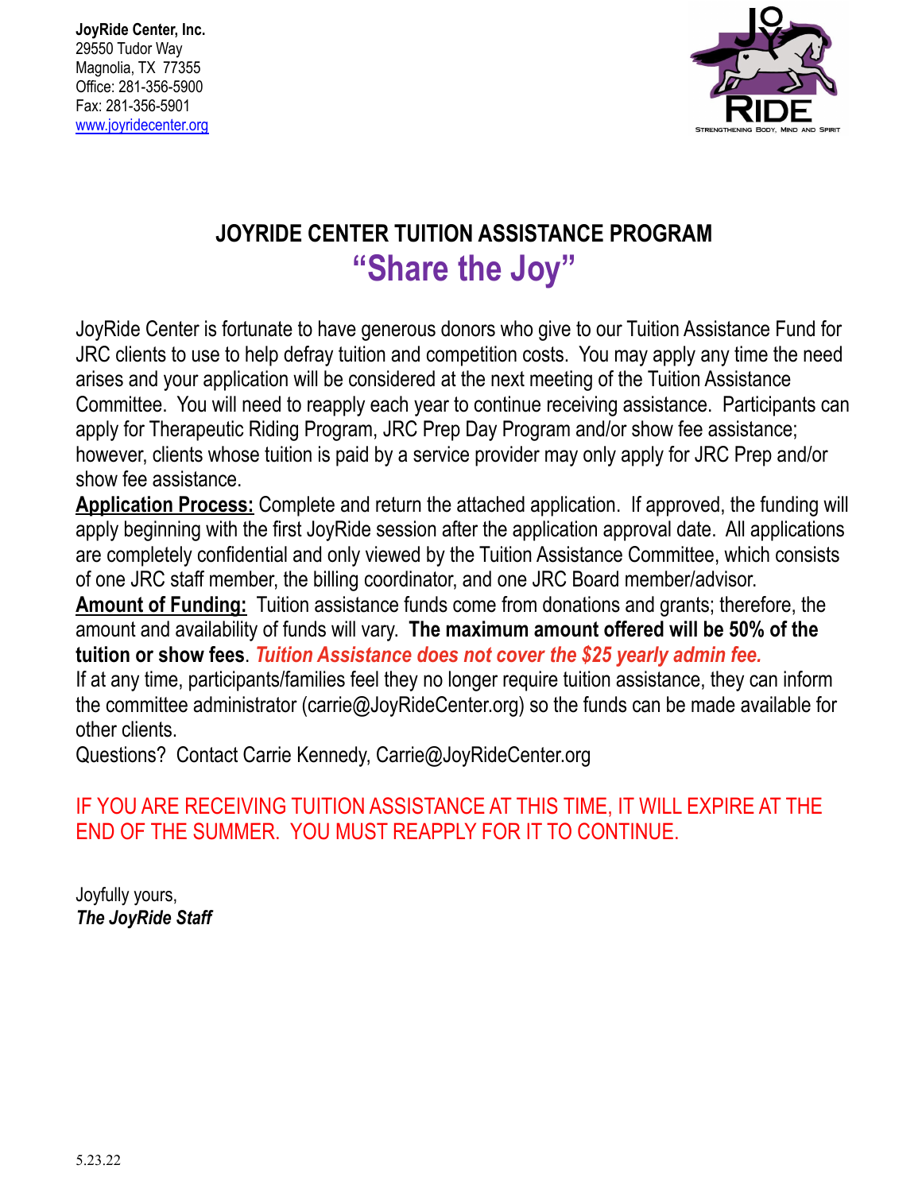**JoyRide Center, Inc.**
29550 Tudor Way
Magnolia, TX 77355
Office: 281-356-5900
Fax: 281-356-5901
www.joyridecenter.org

JOY RIDE
STRENGTHENING BODY, MIND AND SPIRIT

# JOYRIDE CENTER TUITION ASSISTANCE PROGRAM

## "Share the Joy"

JoyRide Center is fortunate to have generous donors who give to our Tuition Assistance Fund for JRC clients to use to help defray tuition and competition costs. You may apply any time the need arises and your application will be considered at the next meeting of the Tuition Assistance Committee. You will need to reapply each year to continue receiving assistance. Participants can apply for Therapeutic Riding Program, JRC Prep Day Program and/or show fee assistance; however, clients whose tuition is paid by a service provider may only apply for JRC Prep and/or show fee assistance.

**Application Process:** Complete and return the attached application. If approved, the funding will apply beginning with the first JoyRide session after the application approval date. All applications are completely confidential and only viewed by the Tuition Assistance Committee, which consists of one JRC staff member, the billing coordinator, and one JRC Board member/advisor.

**Amount of Funding:** Tuition assistance funds come from donations and grants; therefore, the amount and availability of funds will vary. **The maximum amount offered will be 50% of the tuition or show fees**. ***Tuition Assistance does not cover the $25 yearly admin fee.***

If at any time, participants/families feel they no longer require tuition assistance, they can inform the committee administrator (carrie@JoyRideCenter.org) so the funds can be made available for other clients.

Questions? Contact Carrie Kennedy, Carrie@JoyRideCenter.org

IF YOU ARE RECEIVING TUITION ASSISTANCE AT THIS TIME, IT WILL EXPIRE AT THE END OF THE SUMMER. YOU MUST REAPPLY FOR IT TO CONTINUE.

Joyfully yours,
***The JoyRide Staff***

5.23.22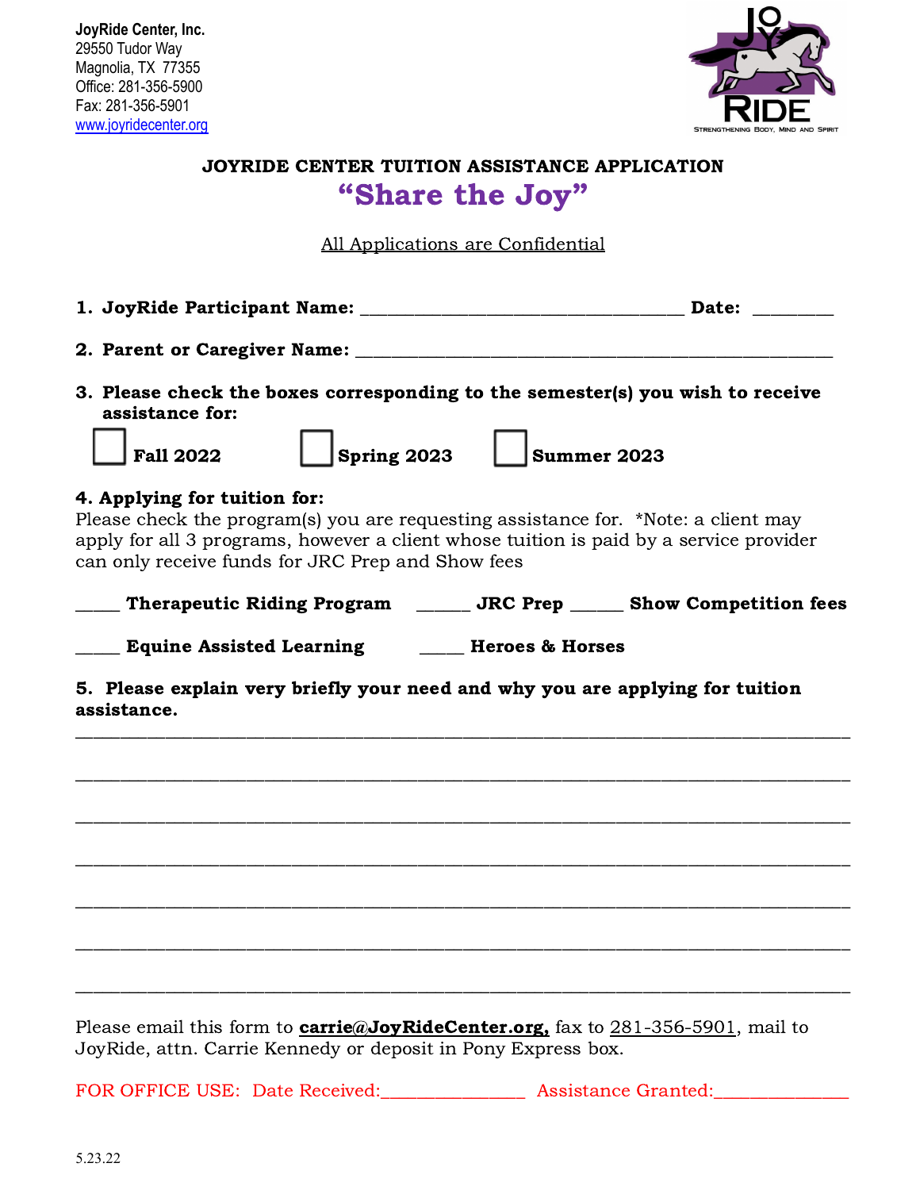JoyRide Center, Inc.
29550 Tudor Way
Magnolia, TX 77355
Office: 281-356-5900
Fax: 281-356-5901
www.joyridecenter.org

JOY RIDE
STRENGTHENING BODY, MIND AND SPIRIT

## JOYRIDE CENTER TUITION ASSISTANCE APPLICATION

# "Share the Joy"

All Applications are Confidential

**1. JoyRide Participant Name:** ______________________________ **Date:** ________

**2. Parent or Caregiver Name:** ____________________________________________

**3. Please check the boxes corresponding to the semester(s) you wish to receive assistance for:**

☐ **Fall 2022** ☐ **Spring 2023** ☐ **Summer 2023**

**4. Applying for tuition for:**
Please check the program(s) you are requesting assistance for. *Note: a client may apply for all 3 programs, however a client whose tuition is paid by a service provider can only receive funds for JRC Prep and Show fees

_____ **Therapeutic Riding Program** _____ **JRC Prep** _____ **Show Competition fees**

_____ **Equine Assisted Learning** _____ **Heroes & Horses**

**5. Please explain very briefly your need and why you are applying for tuition assistance.**

______________________________________________________________________

______________________________________________________________________

______________________________________________________________________

______________________________________________________________________

______________________________________________________________________

______________________________________________________________________

______________________________________________________________________

Please email this form to **carrie@JoyRideCenter.org,** fax to 281-356-5901, mail to JoyRide, attn. Carrie Kennedy or deposit in Pony Express box.

FOR OFFICE USE: Date Received:______________ Assistance Granted:______________

5.23.22